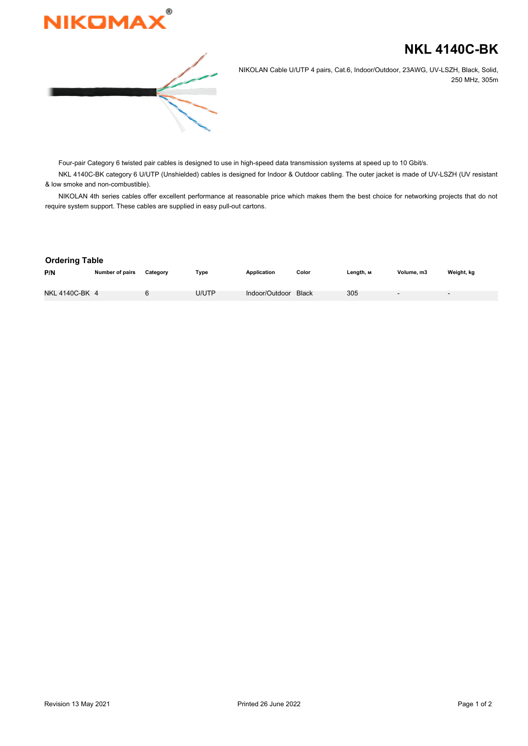NIKOMAX®

# NKL 4140C-BK

NIKOLAN Cable U/UTP 4 pairs, Cat.6, Indoor/Outdoor, 23AWG, UV-LSZH, Black, Solid, 250 MHz, 305m

Four-pair Category 6 twisted pair cables is designed to use in high-speed data transmission systems at speed up to 10 Gbit/s.

NKL 4140C-BK category 6 U/UTP (Unshielded) cables is designed for Indoor & Outdoor cabling. The outer jacket is made of UV-LSZH (UV resistant & low smoke and non-combustible).

NIKOLAN 4th series cables offer excellent performance at reasonable price which makes them the best choice for networking projects that do not require system support. These cables are supplied in easy pull-out cartons.

## Ordering Table

| P/N | Number of pairs | Category | Type | Application | Color | Length, м | Volume, m3 | Weight, kg |
|---|---|---|---|---|---|---|---|---|
| NKL 4140C-BK | 4 | 6 | U/UTP | Indoor/Outdoor | Black | 305 | - | - |

Revision 13 May 2021

Printed 26 June 2022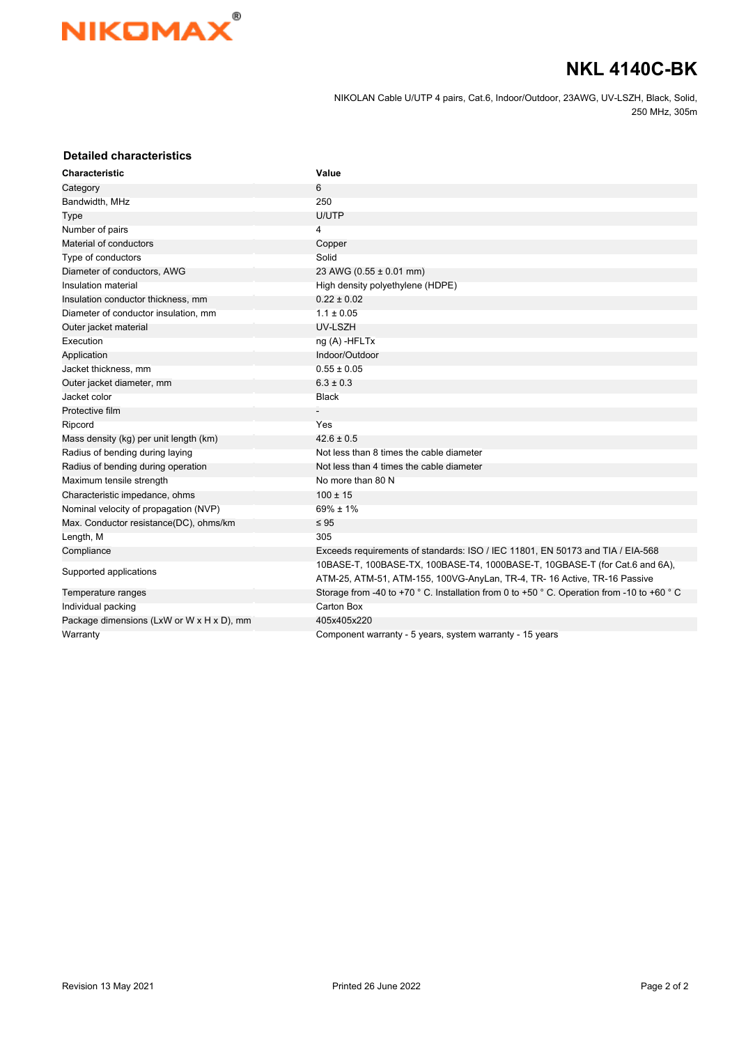NIKOMAX®

# NKL 4140C-BK

NIKOLAN Cable U/UTP 4 pairs, Cat.6, Indoor/Outdoor, 23AWG, UV-LSZH, Black, Solid, 250 MHz, 305m

## Detailed characteristics

| Characteristic | Value |
| --- | --- |
| Category | 6 |
| Bandwidth, MHz | 250 |
| Type | U/UTP |
| Number of pairs | 4 |
| Material of conductors | Copper |
| Type of conductors | Solid |
| Diameter of conductors, AWG | 23 AWG (0.55 ± 0.01 mm) |
| Insulation material | High density polyethylene (HDPE) |
| Insulation conductor thickness, mm | 0.22 ± 0.02 |
| Diameter of conductor insulation, mm | 1.1 ± 0.05 |
| Outer jacket material | UV-LSZH |
| Execution | ng (A) -HFLTx |
| Application | Indoor/Outdoor |
| Jacket thickness, mm | 0.55 ± 0.05 |
| Outer jacket diameter, mm | 6.3 ± 0.3 |
| Jacket color | Black |
| Protective film | - |
| Ripcord | Yes |
| Mass density (kg) per unit length (km) | 42.6 ± 0.5 |
| Radius of bending during laying | Not less than 8 times the cable diameter |
| Radius of bending during operation | Not less than 4 times the cable diameter |
| Maximum tensile strength | No more than 80 N |
| Characteristic impedance, ohms | 100 ± 15 |
| Nominal velocity of propagation (NVP) | 69% ± 1% |
| Max. Conductor resistance(DC), ohms/km | ≤ 95 |
| Length, M | 305 |
| Compliance | Exceeds requirements of standards: ISO / IEC 11801, EN 50173 and TIA / EIA-568 |
| Supported applications | 10BASE-T, 100BASE-TX, 100BASE-T4, 1000BASE-T, 10GBASE-T (for Cat.6 and 6A), ATM-25, ATM-51, ATM-155, 100VG-AnyLan, TR-4, TR- 16 Active, TR-16 Passive |
| Temperature ranges | Storage from -40 to +70 ° C. Installation from 0 to +50 ° C. Operation from -10 to +60 ° C |
| Individual packing | Carton Box |
| Package dimensions (LxW or W x H x D), mm | 405x405x220 |
| Warranty | Component warranty - 5 years, system warranty - 15 years |

Revision 13 May 2021 Printed 26 June 2022